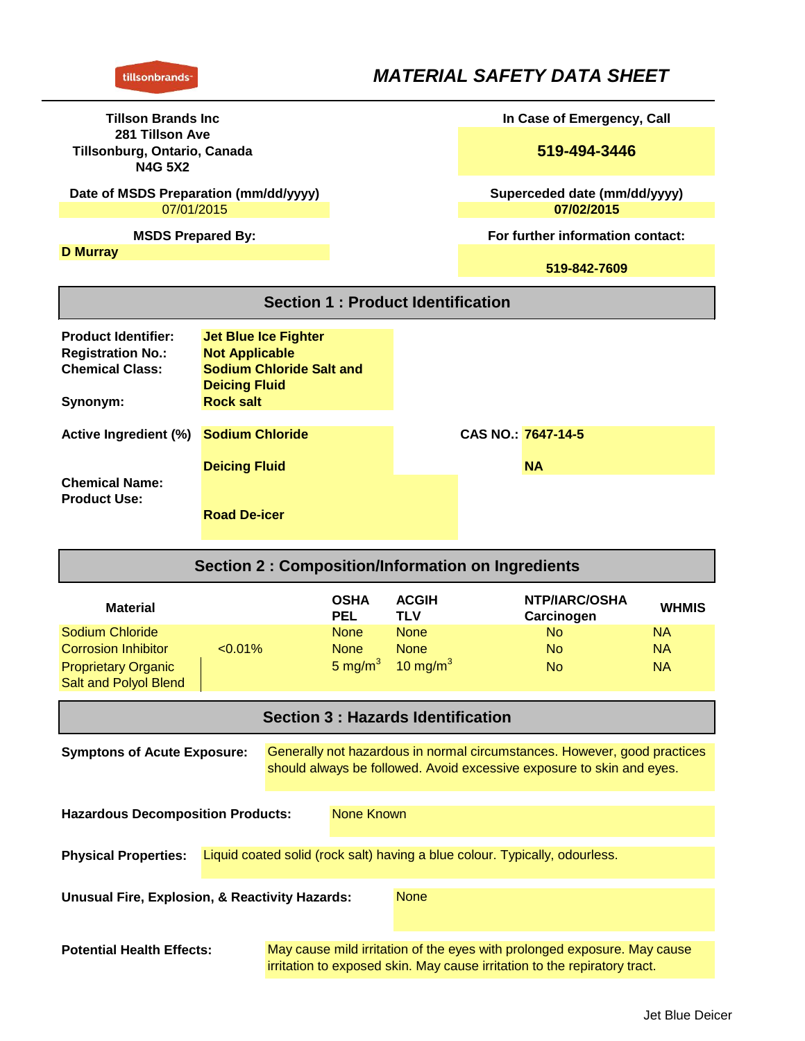tillsonbrands

# MATERIAL SAFETY DATA SHEET

**Tillson Brands Inc**
**281 Tillson Ave**
**Tillsonburg, Ontario, Canada**
**N4G 5X2**

**In Case of Emergency, Call**

**519-494-3446**

**Date of MSDS Preparation (mm/dd/yyyy)**
07/01/2015

**Superceded date (mm/dd/yyyy)**
**07/02/2015**

**MSDS Prepared By:**
**D Murray**

**For further information contact:**
**519-842-7609**

## Section 1 : Product Identification

**Product Identifier:** **Jet Blue Ice Fighter**
**Registration No.:** **Not Applicable**
**Chemical Class:** **Sodium Chloride Salt and Deicing Fluid**
**Synonym:** **Rock salt**

**Active Ingredient (%)** **Sodium Chloride** — **CAS NO.:** **7647-14-5**
**Deicing Fluid** — **NA**

**Chemical Name:**
**Product Use:** **Road De-icer**

## Section 2 : Composition/Information on Ingredients

| Material | | OSHA PEL | ACGIH TLV | NTP/IARC/OSHA Carcinogen | WHMIS |
|---|---|---|---|---|---|
| Sodium Chloride | | None | None | No | NA |
| Corrosion Inhibitor | <0.01% | None | None | No | NA |
| Proprietary Organic Salt and Polyol Blend | | 5 mg/m$^3$ | 10 mg/m$^3$ | No | NA |

## Section 3 : Hazards Identification

**Symptons of Acute Exposure:** Generally not hazardous in normal circumstances. However, good practices should always be followed. Avoid excessive exposure to skin and eyes.

**Hazardous Decomposition Products:** None Known

**Physical Properties:** Liquid coated solid (rock salt) having a blue colour. Typically, odourless.

**Unusual Fire, Explosion, & Reactivity Hazards:** None

**Potential Health Effects:** May cause mild irritation of the eyes with prolonged exposure. May cause irritation to exposed skin. May cause irritation to the repiratory tract.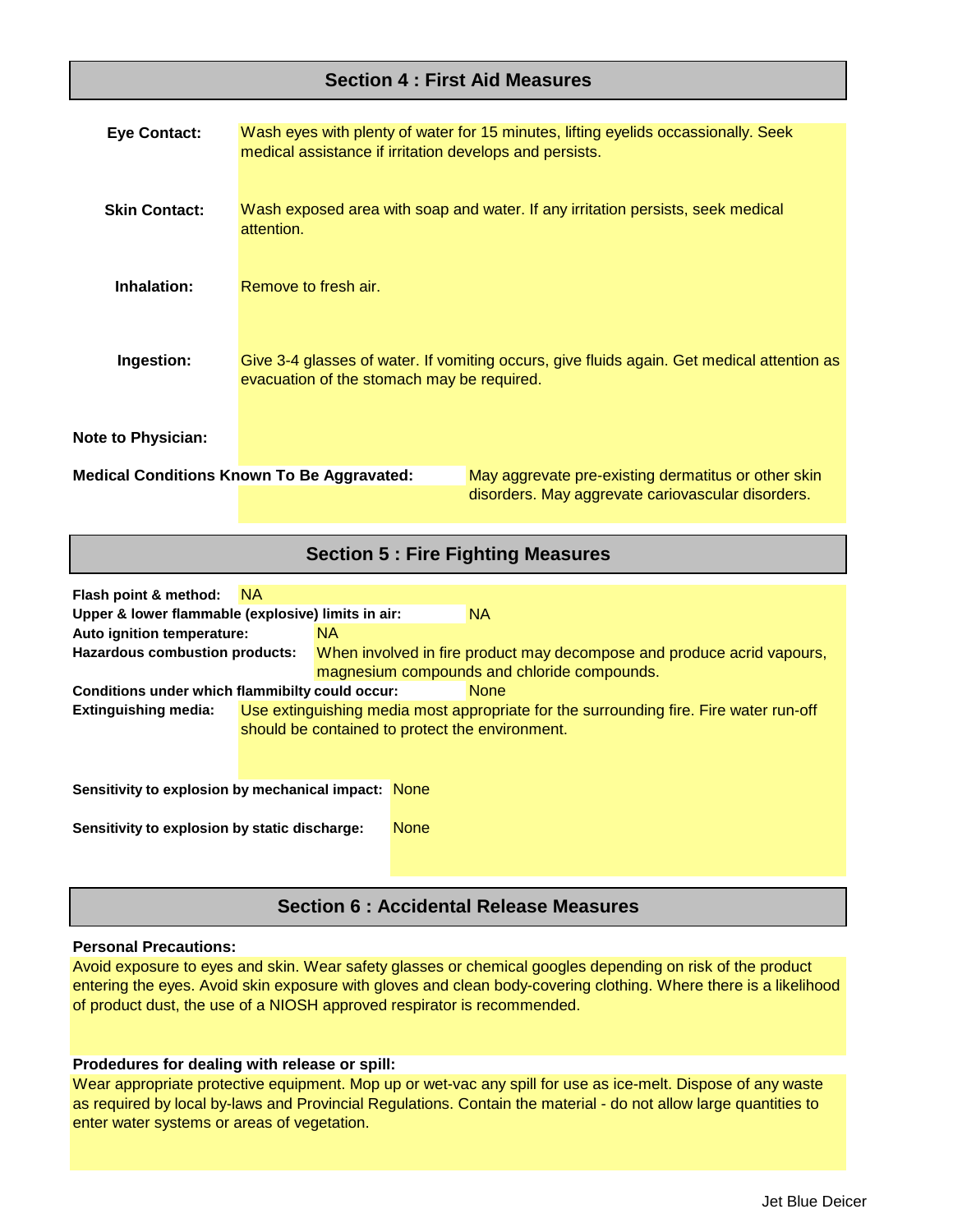## Section 4 : First Aid Measures

**Eye Contact:** Wash eyes with plenty of water for 15 minutes, lifting eyelids occassionally. Seek medical assistance if irritation develops and persists.

**Skin Contact:** Wash exposed area with soap and water. If any irritation persists, seek medical attention.

**Inhalation:** Remove to fresh air.

**Ingestion:** Give 3-4 glasses of water. If vomiting occurs, give fluids again. Get medical attention as evacuation of the stomach may be required.

**Note to Physician:**

**Medical Conditions Known To Be Aggravated:** May aggrevate pre-existing dermatitus or other skin disorders. May aggrevate cariovascular disorders.

## Section 5 : Fire Fighting Measures

**Flash point & method:** NA

**Upper & lower flammable (explosive) limits in air:** NA

**Auto ignition temperature:** NA

**Hazardous combustion products:** When involved in fire product may decompose and produce acrid vapours, magnesium compounds and chloride compounds.

**Conditions under which flammibilty could occur:** None

**Extinguishing media:** Use extinguishing media most appropriate for the surrounding fire. Fire water run-off should be contained to protect the environment.

**Sensitivity to explosion by mechanical impact:** None

**Sensitivity to explosion by static discharge:** None

## Section 6 : Accidental Release Measures

**Personal Precautions:**

Avoid exposure to eyes and skin. Wear safety glasses or chemical googles depending on risk of the product entering the eyes. Avoid skin exposure with gloves and clean body-covering clothing. Where there is a likelihood of product dust, the use of a NIOSH approved respirator is recommended.

**Prodedures for dealing with release or spill:**

Wear appropriate protective equipment. Mop up or wet-vac any spill for use as ice-melt. Dispose of any waste as required by local by-laws and Provincial Regulations. Contain the material - do not allow large quantities to enter water systems or areas of vegetation.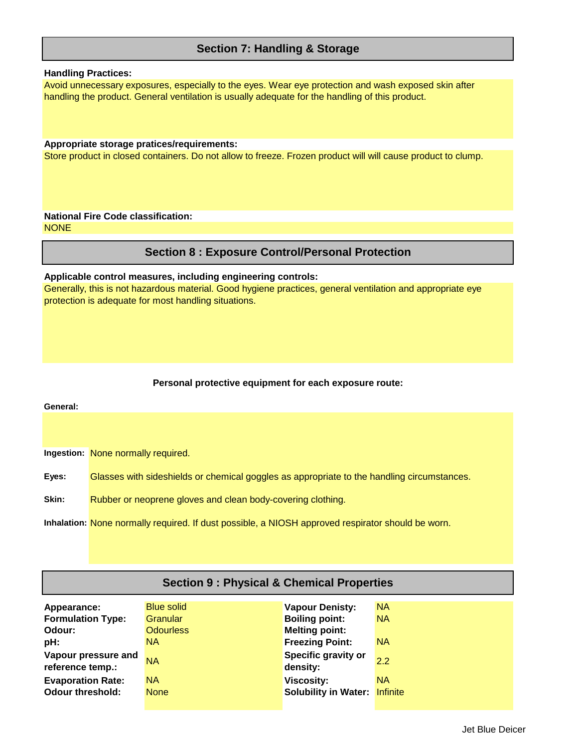## Section 7: Handling & Storage

**Handling Practices:**

Avoid unnecessary exposures, especially to the eyes. Wear eye protection and wash exposed skin after handling the product. General ventilation is usually adequate for the handling of this product.

**Appropriate storage pratices/requirements:**

Store product in closed containers. Do not allow to freeze. Frozen product will will cause product to clump.

**National Fire Code classification:**

NONE

## Section 8 : Exposure Control/Personal Protection

**Applicable control measures, including engineering controls:**

Generally, this is not hazardous material. Good hygiene practices, general ventilation and appropriate eye protection is adequate for most handling situations.

**Personal protective equipment for each exposure route:**

**General:**

**Ingestion:** None normally required.

**Eyes:** Glasses with sideshields or chemical goggles as appropriate to the handling circumstances.

**Skin:** Rubber or neoprene gloves and clean body-covering clothing.

**Inhalation:** None normally required. If dust possible, a NIOSH approved respirator should be worn.

## Section 9 : Physical & Chemical Properties

| Property | Value | Property | Value |
|---|---|---|---|
| **Appearance:** | Blue solid | **Vapour Denisty:** | NA |
| **Formulation Type:** | Granular | **Boiling point:** | NA |
| **Odour:** | Odourless | **Melting point:** | |
| **pH:** | NA | **Freezing Point:** | NA |
| **Vapour pressure and reference temp.:** | NA | **Specific gravity or density:** | 2.2 |
| **Evaporation Rate:** | NA | **Viscosity:** | NA |
| **Odour threshold:** | None | **Solubility in Water:** | Infinite |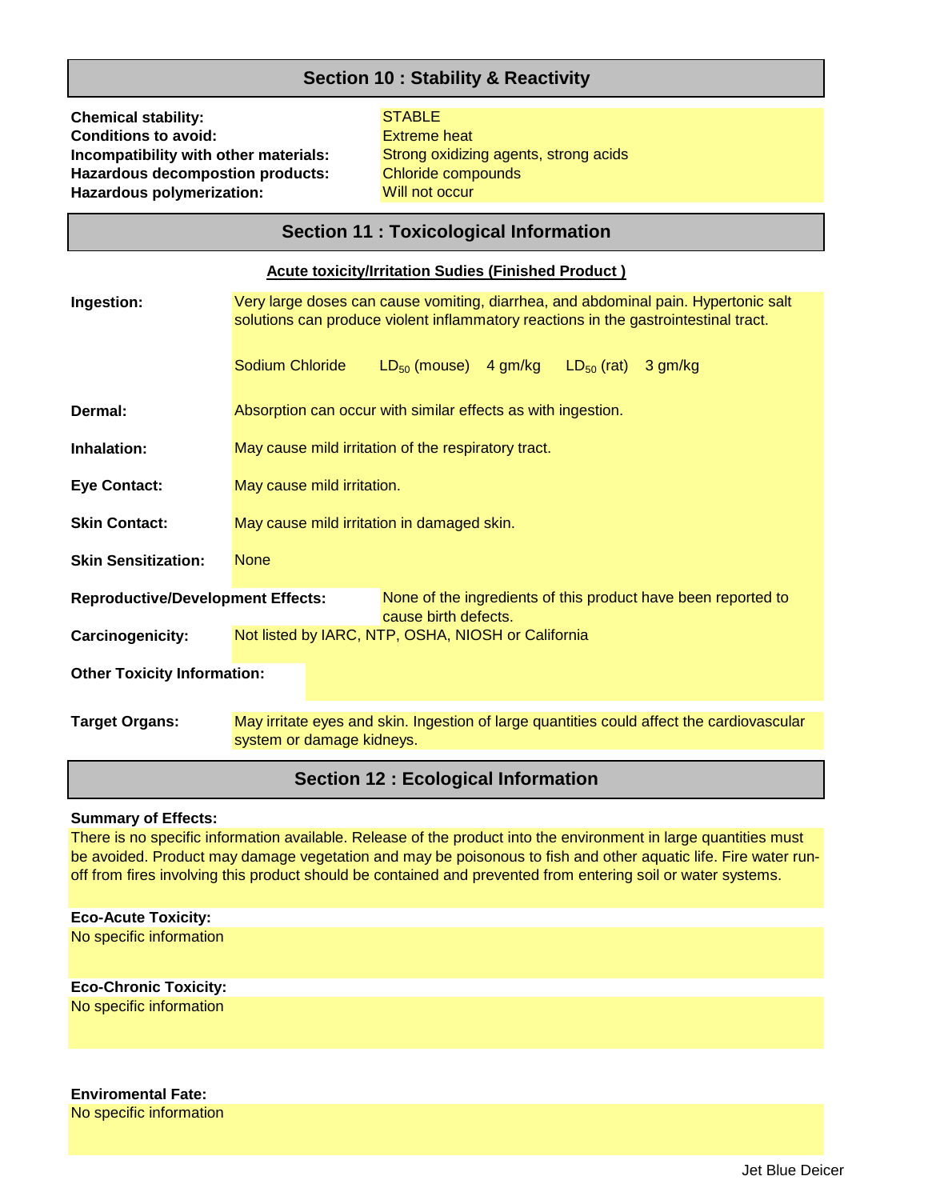## Section 10 : Stability & Reactivity

**Chemical stability:** STABLE
**Conditions to avoid:** Extreme heat
**Incompatibility with other materials:** Strong oxidizing agents, strong acids
**Hazardous decompostion products:** Chloride compounds
**Hazardous polymerization:** Will not occur

## Section 11 : Toxicological Information

**Acute toxicity/Irritation Sudies (Finished Product )**

**Ingestion:** Very large doses can cause vomiting, diarrhea, and abdominal pain. Hypertonic salt solutions can produce violent inflammatory reactions in the gastrointestinal tract.

Sodium Chloride $LD_{50}$ (mouse) 4 gm/kg $LD_{50}$ (rat) 3 gm/kg

**Dermal:** Absorption can occur with similar effects as with ingestion.

**Inhalation:** May cause mild irritation of the respiratory tract.

**Eye Contact:** May cause mild irritation.

**Skin Contact:** May cause mild irritation in damaged skin.

**Skin Sensitization:** None

**Reproductive/Development Effects:** None of the ingredients of this product have been reported to cause birth defects.

**Carcinogenicity:** Not listed by IARC, NTP, OSHA, NIOSH or California

**Other Toxicity Information:**

**Target Organs:** May irritate eyes and skin. Ingestion of large quantities could affect the cardiovascular system or damage kidneys.

## Section 12 : Ecological Information

**Summary of Effects:**
There is no specific information available. Release of the product into the environment in large quantities must be avoided. Product may damage vegetation and may be poisonous to fish and other aquatic life. Fire water run-off from fires involving this product should be contained and prevented from entering soil or water systems.

**Eco-Acute Toxicity:**
No specific information

**Eco-Chronic Toxicity:**
No specific information

**Enviromental Fate:**
No specific information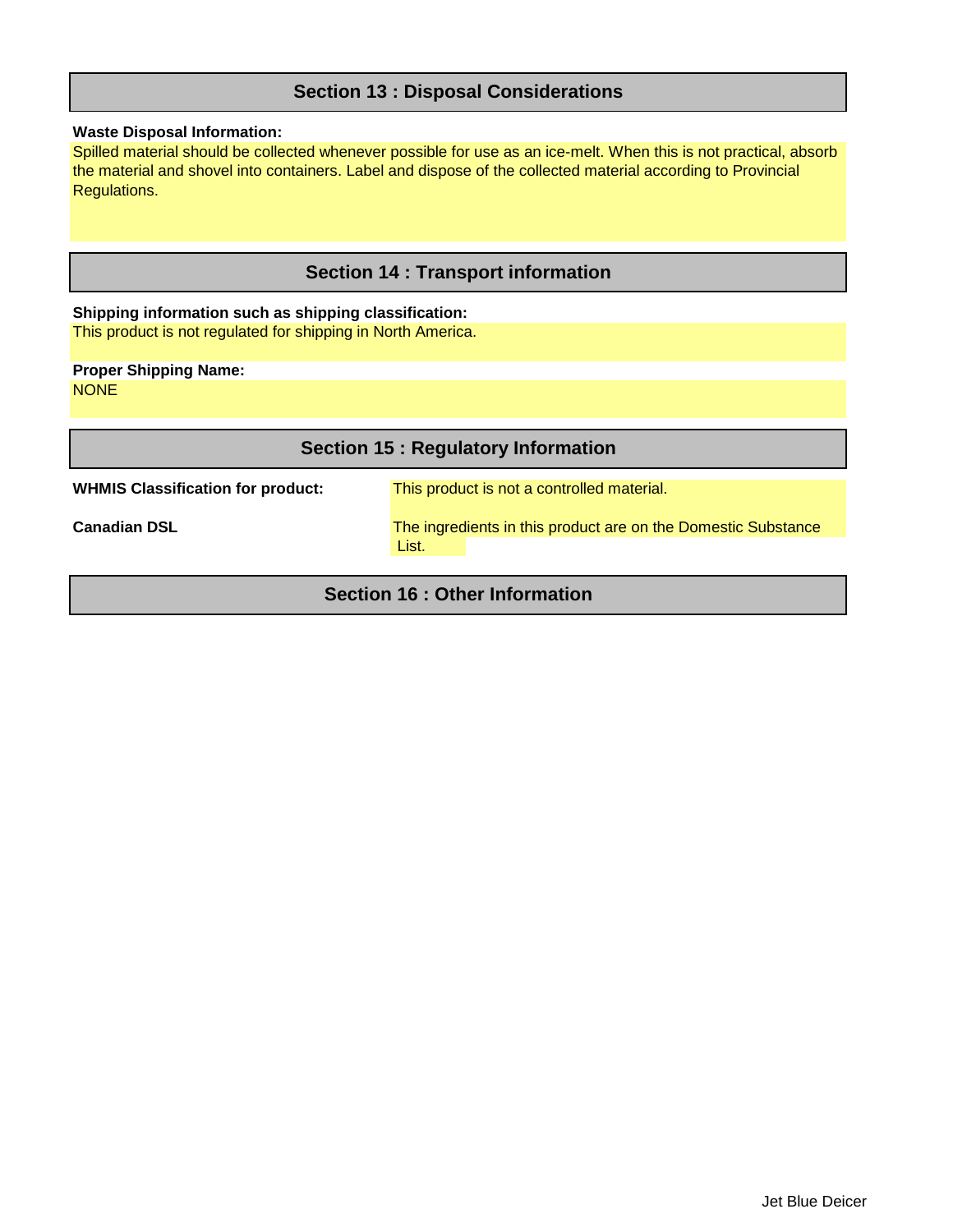## Section 13 : Disposal Considerations

**Waste Disposal Information:**

Spilled material should be collected whenever possible for use as an ice-melt. When this is not practical, absorb the material and shovel into containers. Label and dispose of the collected material according to Provincial Regulations.

## Section 14 : Transport information

**Shipping information such as shipping classification:**

This product is not regulated for shipping in North America.

**Proper Shipping Name:**

NONE

## Section 15 : Regulatory Information

| | |
|---|---|
| **WHMIS Classification for product:** | This product is not a controlled material. |
| **Canadian DSL** | The ingredients in this product are on the Domestic Substance List. |

## Section 16 : Other Information